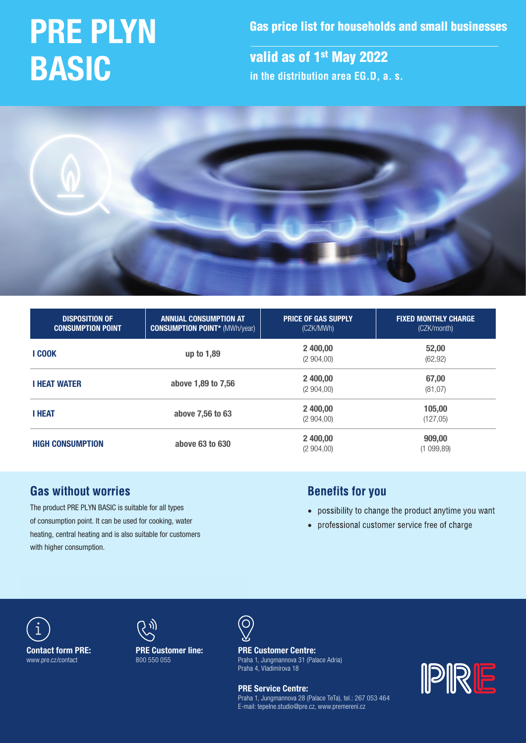# PRE PLYN BASIC

## Gas price list for households and small businesses

## valid as of 1st May 2022

**in the distribution area EG.D, a. s.**

| DISPOSITION OF CONSUMPTION POINT | ANNUAL CONSUMPTION AT CONSUMPTION POINT* (MWh/year) | PRICE OF GAS SUPPLY (CZK/MWh) | FIXED MONTHLY CHARGE (CZK/month) |
|---|---|---|---|
| **I COOK** | **up to 1,89** | **2 400,00** (2 904,00) | **52,00** (62,92) |
| **I HEAT WATER** | **above 1,89 to 7,56** | **2 400,00** (2 904,00) | **67,00** (81,07) |
| **I HEAT** | **above 7,56 to 63** | **2 400,00** (2 904,00) | **105,00** (127,05) |
| **HIGH CONSUMPTION** | **above 63 to 630** | **2 400,00** (2 904,00) | **909,00** (1 099,89) |

## Gas without worries

The product PRE PLYN BASIC is suitable for all types of consumption point. It can be used for cooking, water heating, central heating and is also suitable for customers with higher consumption.

## Benefits for you

- possibility to change the product anytime you want
- professional customer service free of charge

**Contact form PRE:**
www.pre.cz/contact

**PRE Customer line:**
800 550 055

**PRE Customer Centre:**
Praha 1, Jungmannova 31 (Palace Adria)
Praha 4, Vladimírova 18

**PRE Service Centre:**
Praha 1, Jungmannova 28 (Palace TeTa), tel.: 267 053 464
E-mail: tepelne.studio@pre.cz, www.premereni.cz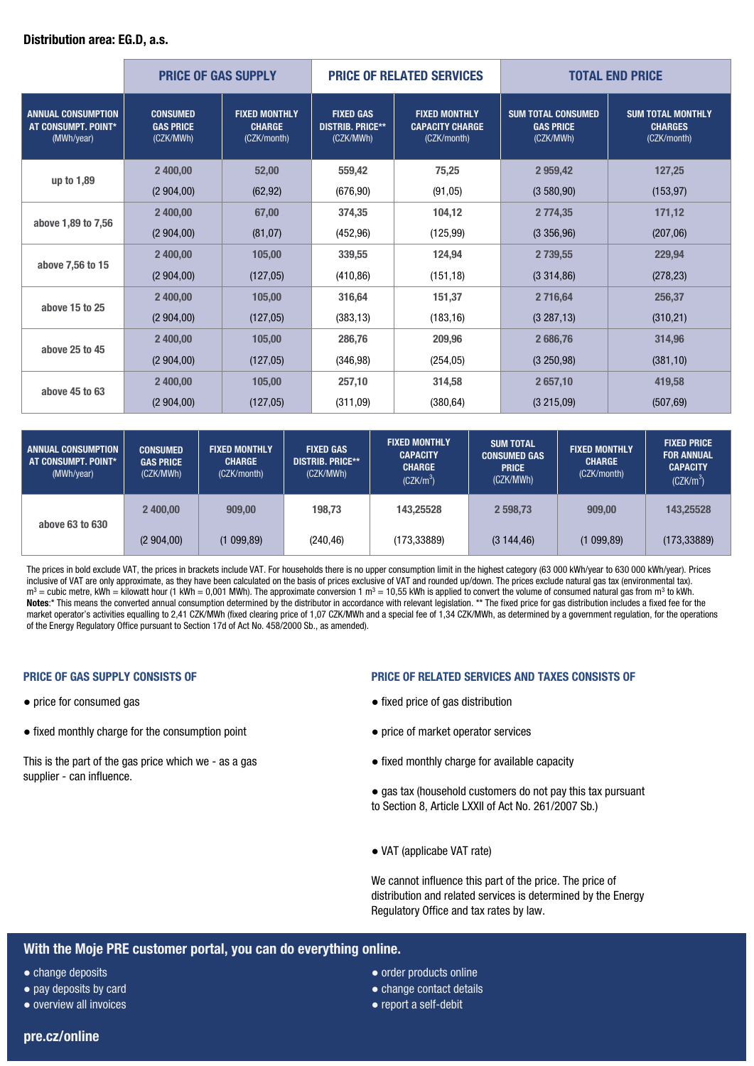**Distribution area: EG.D, a.s.**

| | PRICE OF GAS SUPPLY | | PRICE OF RELATED SERVICES | | TOTAL END PRICE | |
|---|---|---|---|---|---|---|
| **ANNUAL CONSUMPTION AT CONSUMPT. POINT*** (MWh/year) | **CONSUMED GAS PRICE** (CZK/MWh) | **FIXED MONTHLY CHARGE** (CZK/month) | **FIXED GAS DISTRIB. PRICE**** (CZK/MWh) | **FIXED MONTHLY CAPACITY CHARGE** (CZK/month) | **SUM TOTAL CONSUMED GAS PRICE** (CZK/MWh) | **SUM TOTAL MONTHLY CHARGES** (CZK/month) |
| up to 1,89 | **2 400,00** | **52,00** | **559,42** | **75,25** | **2 959,42** | **127,25** |
| | (2 904,00) | (62,92) | (676,90) | (91,05) | (3 580,90) | (153,97) |
| above 1,89 to 7,56 | **2 400,00** | **67,00** | **374,35** | **104,12** | **2 774,35** | **171,12** |
| | (2 904,00) | (81,07) | (452,96) | (125,99) | (3 356,96) | (207,06) |
| above 7,56 to 15 | **2 400,00** | **105,00** | **339,55** | **124,94** | **2 739,55** | **229,94** |
| | (2 904,00) | (127,05) | (410,86) | (151,18) | (3 314,86) | (278,23) |
| above 15 to 25 | **2 400,00** | **105,00** | **316,64** | **151,37** | **2 716,64** | **256,37** |
| | (2 904,00) | (127,05) | (383,13) | (183,16) | (3 287,13) | (310,21) |
| above 25 to 45 | **2 400,00** | **105,00** | **286,76** | **209,96** | **2 686,76** | **314,96** |
| | (2 904,00) | (127,05) | (346,98) | (254,05) | (3 250,98) | (381,10) |
| above 45 to 63 | **2 400,00** | **105,00** | **257,10** | **314,58** | **2 657,10** | **419,58** |
| | (2 904,00) | (127,05) | (311,09) | (380,64) | (3 215,09) | (507,69) |

| **ANNUAL CONSUMPTION AT CONSUMPT. POINT*** (MWh/year) | **CONSUMED GAS PRICE** (CZK/MWh) | **FIXED MONTHLY CHARGE** (CZK/month) | **FIXED GAS DISTRIB. PRICE**** (CZK/MWh) | **FIXED MONTHLY CAPACITY CHARGE** (CZK/m³) | **SUM TOTAL CONSUMED GAS PRICE** (CZK/MWh) | **FIXED MONTHLY CHARGE** (CZK/month) | **FIXED PRICE FOR ANNUAL CAPACITY** (CZK/m³) |
|---|---|---|---|---|---|---|---|
| above 63 to 630 | **2 400,00** | **909,00** | **198,73** | **143,25528** | **2 598,73** | **909,00** | **143,25528** |
| | (2 904,00) | (1 099,89) | (240,46) | (173,33889) | (3 144,46) | (1 099,89) | (173,33889) |

The prices in bold exclude VAT, the prices in brackets include VAT. For households there is no upper consumption limit in the highest category (63 000 kWh/year to 630 000 kWh/year). Prices inclusive of VAT are only approximate, as they have been calculated on the basis of prices exclusive of VAT and rounded up/down. The prices exclude natural gas tax (environmental tax). m³ = cubic metre, kWh = kilowatt hour (1 kWh = 0,001 MWh). The approximate conversion 1 m³ = 10,55 kWh is applied to convert the volume of consumed natural gas from m³ to kWh.
**Notes**:* This means the converted annual consumption determined by the distributor in accordance with relevant legislation. ** The fixed price for gas distribution includes a fixed fee for the market operator's activities equalling to 2,41 CZK/MWh (fixed clearing price of 1,07 CZK/MWh and a special fee of 1,34 CZK/MWh, as determined by a government regulation, for the operations of the Energy Regulatory Office pursuant to Section 17d of Act No. 458/2000 Sb., as amended).

## PRICE OF GAS SUPPLY CONSISTS OF

- price for consumed gas
- fixed monthly charge for the consumption point

This is the part of the gas price which we - as a gas supplier - can influence.

## PRICE OF RELATED SERVICES AND TAXES CONSISTS OF

- fixed price of gas distribution
- price of market operator services
- fixed monthly charge for available capacity
- gas tax (household customers do not pay this tax pursuant to Section 8, Article LXXII of Act No. 261/2007 Sb.)
- VAT (applicabe VAT rate)

We cannot influence this part of the price. The price of distribution and related services is determined by the Energy Regulatory Office and tax rates by law.

## With the Moje PRE customer portal, you can do everything online.

- change deposits
- pay deposits by card
- overview all invoices
- order products online
- change contact details
- report a self-debit

**pre.cz/online**